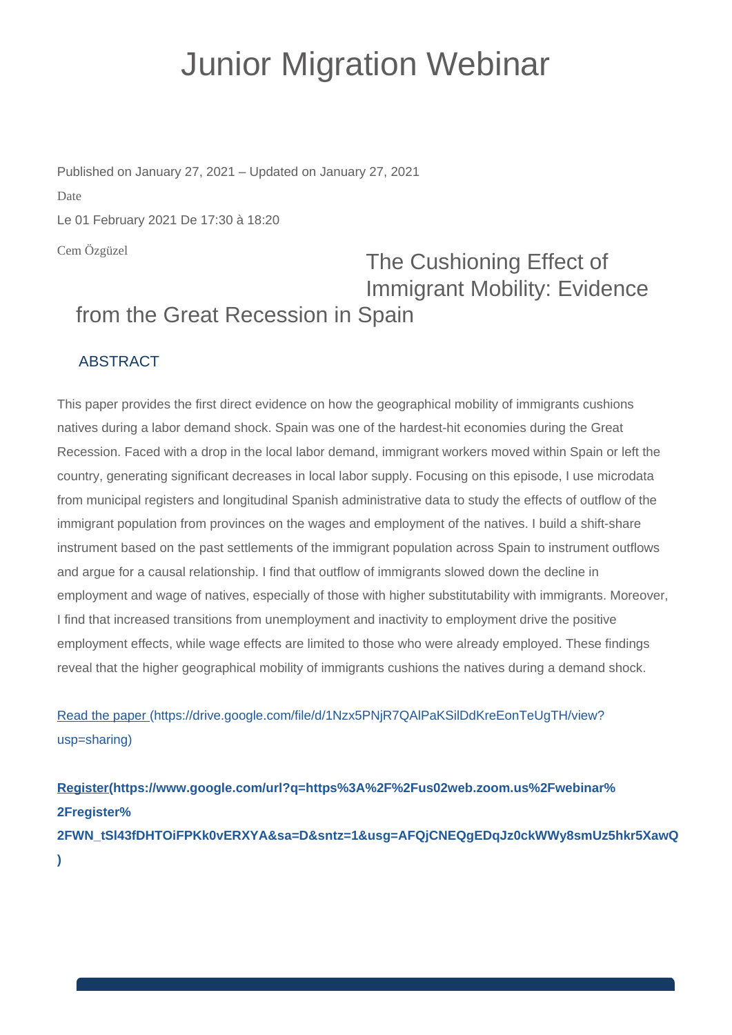# Junior Migration Webinar

Published on January 27, 2021 – Updated on January 27, 2021

Date

Le 01 February 2021 De 17:30 à 18:20

Cem Özgüzel

## The Cushioning Effect of Immigrant Mobility: Evidence from the Great Recession in Spain

### ABSTRACT

This paper provides the first direct evidence on how the geographical mobility of immigrants cushions natives during a labor demand shock. Spain was one of the hardest-hit economies during the Great Recession. Faced with a drop in the local labor demand, immigrant workers moved within Spain or left the country, generating significant decreases in local labor supply. Focusing on this episode, I use microdata from municipal registers and longitudinal Spanish administrative data to study the effects of outflow of the immigrant population from provinces on the wages and employment of the natives. I build a shift-share instrument based on the past settlements of the immigrant population across Spain to instrument outflows and argue for a causal relationship. I find that outflow of immigrants slowed down the decline in employment and wage of natives, especially of those with higher substitutability with immigrants. Moreover, I find that increased transitions from unemployment and inactivity to employment drive the positive employment effects, while wage effects are limited to those who were already employed. These findings reveal that the higher geographical mobility of immigrants cushions the natives during a demand shock.

Read the paper (https://drive.google.com/file/d/1Nzx5PNjR7QAlPaKSilDdKreEonTeUgTH/view?usp=sharing)

**Register(https://www.google.com/url?q=https%3A%2F%2Fus02web.zoom.us%2Fwebinar%2Fregister%2FWN_tSl43fDHTOiFPKk0vERXYA&sa=D&sntz=1&usg=AFQjCNEQgEDqJz0ckWWy8smUz5hkr5XawQ)**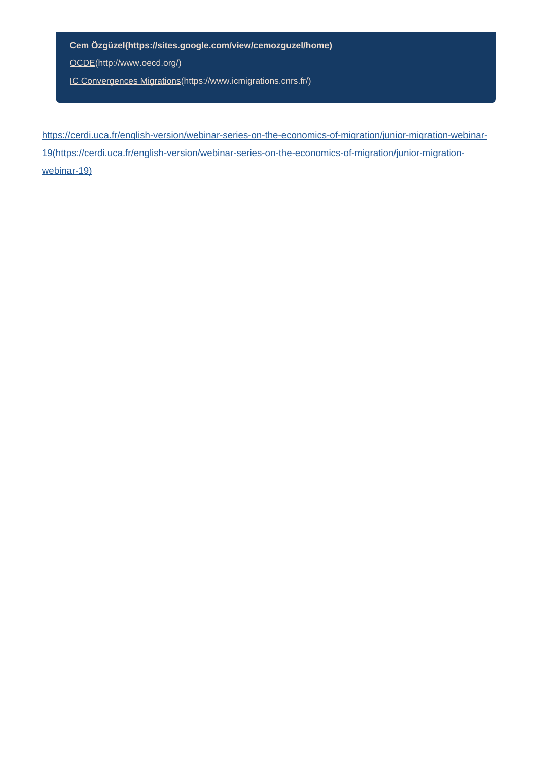**Cem Özgüzel(https://sites.google.com/view/cemozguzel/home)**

OCDE(http://www.oecd.org/)

IC Convergences Migrations(https://www.icmigrations.cnrs.fr/)

https://cerdi.uca.fr/english-version/webinar-series-on-the-economics-of-migration/junior-migration-webinar-19(https://cerdi.uca.fr/english-version/webinar-series-on-the-economics-of-migration/junior-migration-webinar-19)